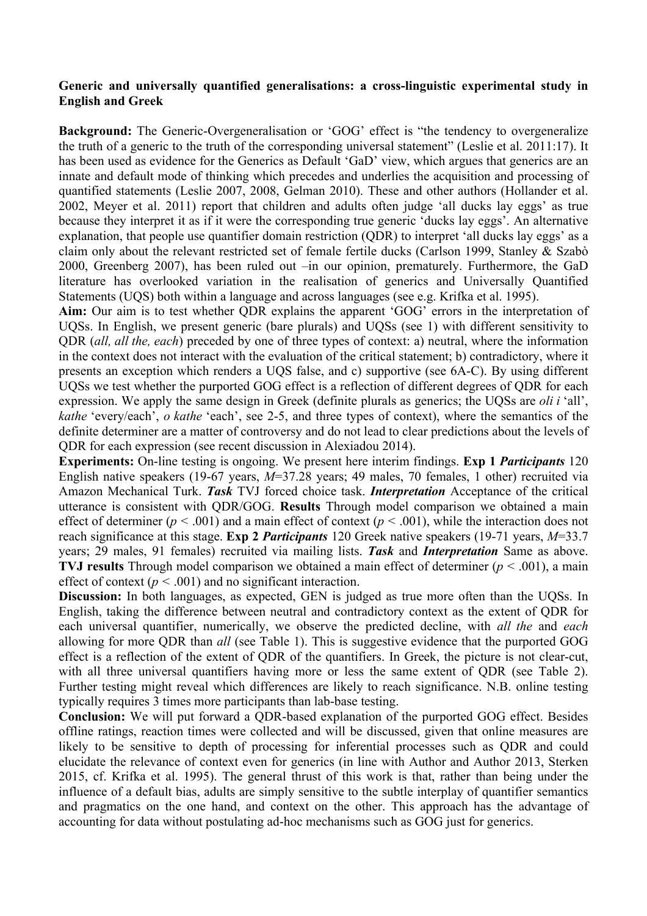**Generic and universally quantified generalisations: a cross-linguistic experimental study in English and Greek**

**Background:** The Generic-Overgeneralisation or 'GOG' effect is "the tendency to overgeneralize the truth of a generic to the truth of the corresponding universal statement" (Leslie et al. 2011:17). It has been used as evidence for the Generics as Default 'GaD' view, which argues that generics are an innate and default mode of thinking which precedes and underlies the acquisition and processing of quantified statements (Leslie 2007, 2008, Gelman 2010). These and other authors (Hollander et al. 2002, Meyer et al. 2011) report that children and adults often judge 'all ducks lay eggs' as true because they interpret it as if it were the corresponding true generic 'ducks lay eggs'. An alternative explanation, that people use quantifier domain restriction (QDR) to interpret 'all ducks lay eggs' as a claim only about the relevant restricted set of female fertile ducks (Carlson 1999, Stanley & Szabò 2000, Greenberg 2007), has been ruled out –in our opinion, prematurely. Furthermore, the GaD literature has overlooked variation in the realisation of generics and Universally Quantified Statements (UQS) both within a language and across languages (see e.g. Krifka et al. 1995).

**Aim:** Our aim is to test whether QDR explains the apparent 'GOG' errors in the interpretation of UQSs. In English, we present generic (bare plurals) and UQSs (see 1) with different sensitivity to QDR (*all, all the, each*) preceded by one of three types of context: a) neutral, where the information in the context does not interact with the evaluation of the critical statement; b) contradictory, where it presents an exception which renders a UQS false, and c) supportive (see 6A-C). By using different UQSs we test whether the purported GOG effect is a reflection of different degrees of QDR for each expression. We apply the same design in Greek (definite plurals as generics; the UQSs are *oli i* 'all', *kathe* 'every/each', *o kathe* 'each', see 2-5, and three types of context), where the semantics of the definite determiner are a matter of controversy and do not lead to clear predictions about the levels of QDR for each expression (see recent discussion in Alexiadou 2014).

**Experiments:** On-line testing is ongoing. We present here interim findings. **Exp 1** ***Participants*** 120 English native speakers (19-67 years, $M$=37.28 years; 49 males, 70 females, 1 other) recruited via Amazon Mechanical Turk. ***Task*** TVJ forced choice task. ***Interpretation*** Acceptance of the critical utterance is consistent with QDR/GOG. **Results** Through model comparison we obtained a main effect of determiner ($p < .001$) and a main effect of context ($p < .001$), while the interaction does not reach significance at this stage. **Exp 2** ***Participants*** 120 Greek native speakers (19-71 years, $M$=33.7 years; 29 males, 91 females) recruited via mailing lists. ***Task*** and ***Interpretation*** Same as above. **TVJ results** Through model comparison we obtained a main effect of determiner ($p < .001$), a main effect of context ($p < .001$) and no significant interaction.

**Discussion:** In both languages, as expected, GEN is judged as true more often than the UQSs. In English, taking the difference between neutral and contradictory context as the extent of QDR for each universal quantifier, numerically, we observe the predicted decline, with *all the* and *each* allowing for more QDR than *all* (see Table 1). This is suggestive evidence that the purported GOG effect is a reflection of the extent of QDR of the quantifiers. In Greek, the picture is not clear-cut, with all three universal quantifiers having more or less the same extent of QDR (see Table 2). Further testing might reveal which differences are likely to reach significance. N.B. online testing typically requires 3 times more participants than lab-base testing.

**Conclusion:** We will put forward a QDR-based explanation of the purported GOG effect. Besides offline ratings, reaction times were collected and will be discussed, given that online measures are likely to be sensitive to depth of processing for inferential processes such as QDR and could elucidate the relevance of context even for generics (in line with Author and Author 2013, Sterken 2015, cf. Krifka et al. 1995). The general thrust of this work is that, rather than being under the influence of a default bias, adults are simply sensitive to the subtle interplay of quantifier semantics and pragmatics on the one hand, and context on the other. This approach has the advantage of accounting for data without postulating ad-hoc mechanisms such as GOG just for generics.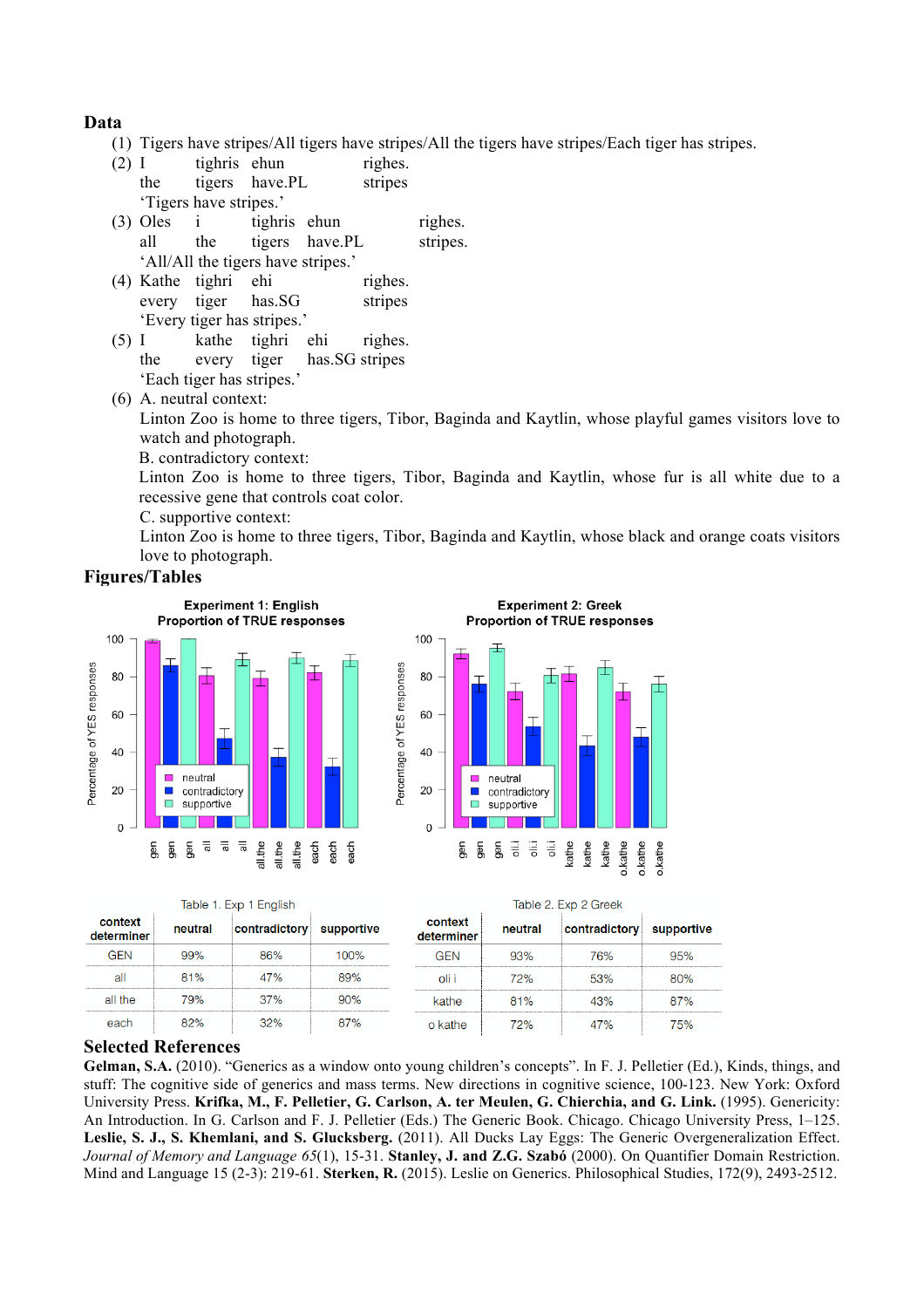## Data

(1) Tigers have stripes/All tigers have stripes/All the tigers have stripes/Each tiger has stripes.

(2) I tighris ehun righes.
the tigers have.PL stripes
'Tigers have stripes.'

(3) Oles i tighris ehun righes.
all the tigers have.PL stripes.
'All/All the tigers have stripes.'

(4) Kathe tighri ehi righes.
every tiger has.SG stripes
'Every tiger has stripes.'

(5) I kathe tighri ehi righes.
the every tiger has.SG stripes
'Each tiger has stripes.'

(6) A. neutral context:
Linton Zoo is home to three tigers, Tibor, Baginda and Kaytlin, whose playful games visitors love to watch and photograph.
B. contradictory context:
Linton Zoo is home to three tigers, Tibor, Baginda and Kaytlin, whose fur is all white due to a recessive gene that controls coat color.
C. supportive context:
Linton Zoo is home to three tigers, Tibor, Baginda and Kaytlin, whose black and orange coats visitors love to photograph.

## Figures/Tables

Experiment 1: English
Proportion of TRUE responses
Percentage of YES responses
100, 80, 60, 40, 20, 0
neutral
contradictory
supportive
gen gen gen all all all all.the all.the all.the each each each

Experiment 2: Greek
Proportion of TRUE responses
Percentage of YES responses
100, 80, 60, 40, 20, 0
neutral
contradictory
supportive
gen gen gen oli.i oli.i oli.i kathe kathe kathe o.kathe o.kathe o.kathe

Table 1. Exp 1 English

| context determiner | neutral | contradictory | supportive |
|---|---|---|---|
| GEN | 99% | 86% | 100% |
| all | 81% | 47% | 89% |
| all the | 79% | 37% | 90% |
| each | 82% | 32% | 87% |

Table 2. Exp 2 Greek

| context determiner | neutral | contradictory | supportive |
|---|---|---|---|
| GEN | 93% | 76% | 95% |
| oli i | 72% | 53% | 80% |
| kathe | 81% | 43% | 87% |
| o kathe | 72% | 47% | 75% |

## Selected References

**Gelman, S.A.** (2010). "Generics as a window onto young children's concepts". In F. J. Pelletier (Ed.), Kinds, things, and stuff: The cognitive side of generics and mass terms. New directions in cognitive science, 100-123. New York: Oxford University Press. **Krifka, M., F. Pelletier, G. Carlson, A. ter Meulen, G. Chierchia, and G. Link.** (1995). Genericity: An Introduction. In G. Carlson and F. J. Pelletier (Eds.) The Generic Book. Chicago. Chicago University Press, 1–125. **Leslie, S. J., S. Khemlani, and S. Glucksberg.** (2011). All Ducks Lay Eggs: The Generic Overgeneralization Effect. *Journal of Memory and Language 65*(1), 15-31. **Stanley, J. and Z.G. Szabó** (2000). On Quantifier Domain Restriction. Mind and Language 15 (2-3): 219-61. **Sterken, R.** (2015). Leslie on Generics. Philosophical Studies, 172(9), 2493-2512.